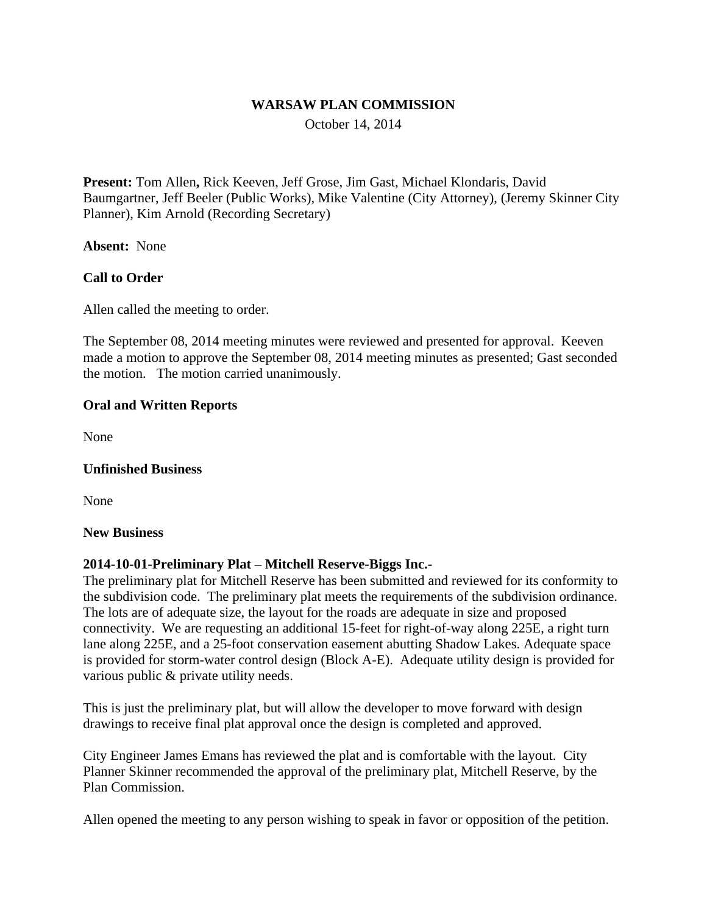# WARSAW PLAN COMMISSION

October 14, 2014

**Present:** Tom Allen**,** Rick Keeven, Jeff Grose, Jim Gast, Michael Klondaris, David Baumgartner, Jeff Beeler (Public Works), Mike Valentine (City Attorney), (Jeremy Skinner City Planner), Kim Arnold (Recording Secretary)

**Absent:** None

**Call to Order**

Allen called the meeting to order.

The September 08, 2014 meeting minutes were reviewed and presented for approval. Keeven made a motion to approve the September 08, 2014 meeting minutes as presented; Gast seconded the motion. The motion carried unanimously.

**Oral and Written Reports**

None

**Unfinished Business**

None

**New Business**

**2014-10-01-Preliminary Plat – Mitchell Reserve-Biggs Inc.-**

The preliminary plat for Mitchell Reserve has been submitted and reviewed for its conformity to the subdivision code. The preliminary plat meets the requirements of the subdivision ordinance. The lots are of adequate size, the layout for the roads are adequate in size and proposed connectivity. We are requesting an additional 15-feet for right-of-way along 225E, a right turn lane along 225E, and a 25-foot conservation easement abutting Shadow Lakes. Adequate space is provided for storm-water control design (Block A-E). Adequate utility design is provided for various public & private utility needs.

This is just the preliminary plat, but will allow the developer to move forward with design drawings to receive final plat approval once the design is completed and approved.

City Engineer James Emans has reviewed the plat and is comfortable with the layout. City Planner Skinner recommended the approval of the preliminary plat, Mitchell Reserve, by the Plan Commission.

Allen opened the meeting to any person wishing to speak in favor or opposition of the petition.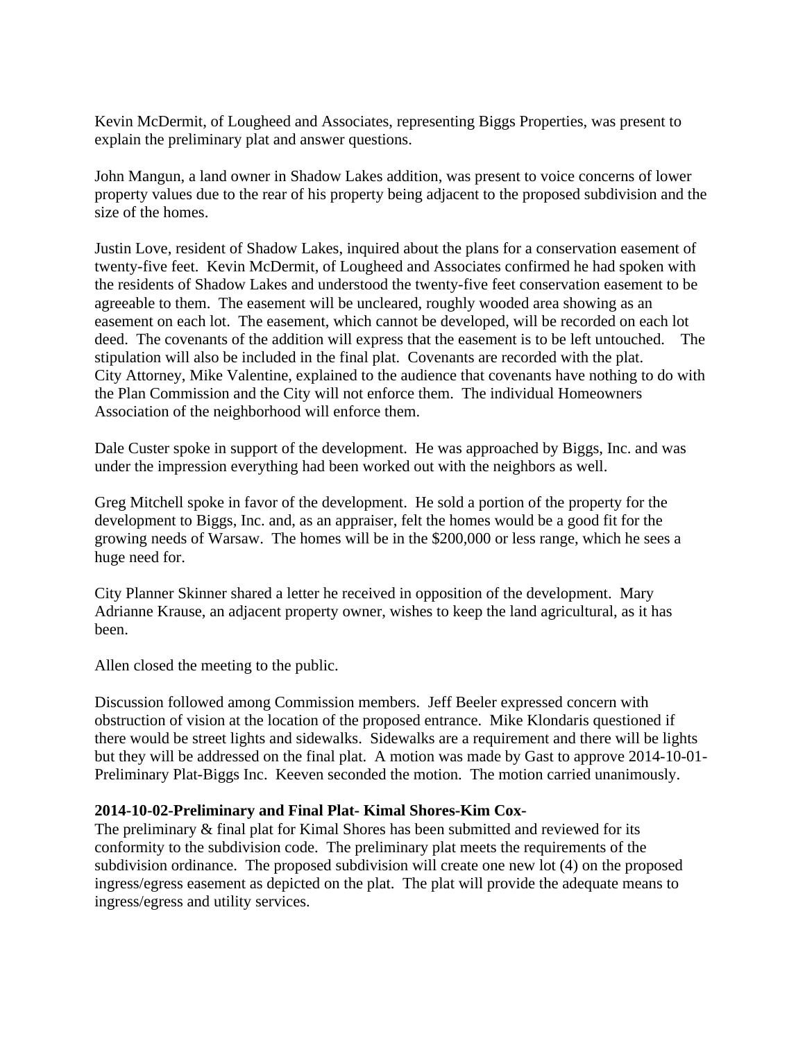Kevin McDermit, of Lougheed and Associates, representing Biggs Properties, was present to explain the preliminary plat and answer questions.

John Mangun, a land owner in Shadow Lakes addition, was present to voice concerns of lower property values due to the rear of his property being adjacent to the proposed subdivision and the size of the homes.

Justin Love, resident of Shadow Lakes, inquired about the plans for a conservation easement of twenty-five feet. Kevin McDermit, of Lougheed and Associates confirmed he had spoken with the residents of Shadow Lakes and understood the twenty-five feet conservation easement to be agreeable to them. The easement will be uncleared, roughly wooded area showing as an easement on each lot. The easement, which cannot be developed, will be recorded on each lot deed. The covenants of the addition will express that the easement is to be left untouched. The stipulation will also be included in the final plat. Covenants are recorded with the plat. City Attorney, Mike Valentine, explained to the audience that covenants have nothing to do with the Plan Commission and the City will not enforce them. The individual Homeowners Association of the neighborhood will enforce them.

Dale Custer spoke in support of the development. He was approached by Biggs, Inc. and was under the impression everything had been worked out with the neighbors as well.

Greg Mitchell spoke in favor of the development. He sold a portion of the property for the development to Biggs, Inc. and, as an appraiser, felt the homes would be a good fit for the growing needs of Warsaw. The homes will be in the $200,000 or less range, which he sees a huge need for.

City Planner Skinner shared a letter he received in opposition of the development. Mary Adrianne Krause, an adjacent property owner, wishes to keep the land agricultural, as it has been.

Allen closed the meeting to the public.

Discussion followed among Commission members. Jeff Beeler expressed concern with obstruction of vision at the location of the proposed entrance. Mike Klondaris questioned if there would be street lights and sidewalks. Sidewalks are a requirement and there will be lights but they will be addressed on the final plat. A motion was made by Gast to approve 2014-10-01-Preliminary Plat-Biggs Inc. Keeven seconded the motion. The motion carried unanimously.

**2014-10-02-Preliminary and Final Plat- Kimal Shores-Kim Cox-**

The preliminary & final plat for Kimal Shores has been submitted and reviewed for its conformity to the subdivision code. The preliminary plat meets the requirements of the subdivision ordinance. The proposed subdivision will create one new lot (4) on the proposed ingress/egress easement as depicted on the plat. The plat will provide the adequate means to ingress/egress and utility services.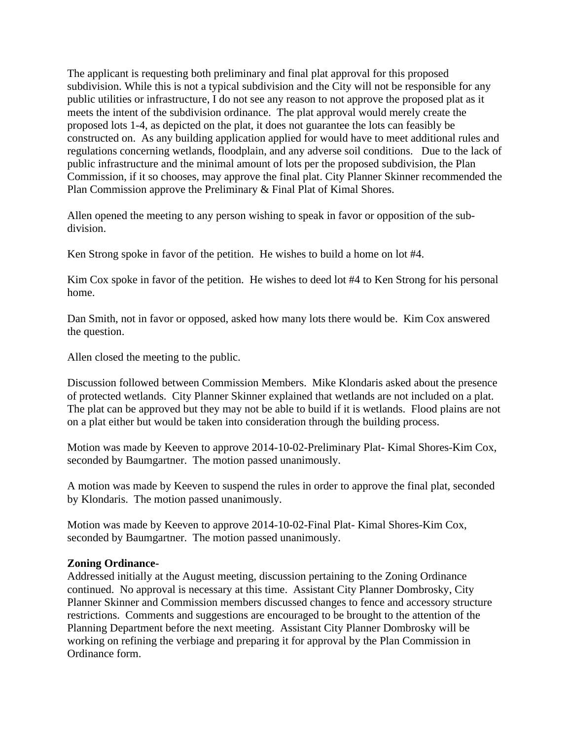The applicant is requesting both preliminary and final plat approval for this proposed subdivision. While this is not a typical subdivision and the City will not be responsible for any public utilities or infrastructure, I do not see any reason to not approve the proposed plat as it meets the intent of the subdivision ordinance. The plat approval would merely create the proposed lots 1-4, as depicted on the plat, it does not guarantee the lots can feasibly be constructed on. As any building application applied for would have to meet additional rules and regulations concerning wetlands, floodplain, and any adverse soil conditions. Due to the lack of public infrastructure and the minimal amount of lots per the proposed subdivision, the Plan Commission, if it so chooses, may approve the final plat. City Planner Skinner recommended the Plan Commission approve the Preliminary & Final Plat of Kimal Shores.

Allen opened the meeting to any person wishing to speak in favor or opposition of the sub-division.

Ken Strong spoke in favor of the petition. He wishes to build a home on lot #4.

Kim Cox spoke in favor of the petition. He wishes to deed lot #4 to Ken Strong for his personal home.

Dan Smith, not in favor or opposed, asked how many lots there would be. Kim Cox answered the question.

Allen closed the meeting to the public.

Discussion followed between Commission Members. Mike Klondaris asked about the presence of protected wetlands. City Planner Skinner explained that wetlands are not included on a plat. The plat can be approved but they may not be able to build if it is wetlands. Flood plains are not on a plat either but would be taken into consideration through the building process.

Motion was made by Keeven to approve 2014-10-02-Preliminary Plat- Kimal Shores-Kim Cox, seconded by Baumgartner. The motion passed unanimously.

A motion was made by Keeven to suspend the rules in order to approve the final plat, seconded by Klondaris. The motion passed unanimously.

Motion was made by Keeven to approve 2014-10-02-Final Plat- Kimal Shores-Kim Cox, seconded by Baumgartner. The motion passed unanimously.

**Zoning Ordinance-**
Addressed initially at the August meeting, discussion pertaining to the Zoning Ordinance continued. No approval is necessary at this time. Assistant City Planner Dombrosky, City Planner Skinner and Commission members discussed changes to fence and accessory structure restrictions. Comments and suggestions are encouraged to be brought to the attention of the Planning Department before the next meeting. Assistant City Planner Dombrosky will be working on refining the verbiage and preparing it for approval by the Plan Commission in Ordinance form.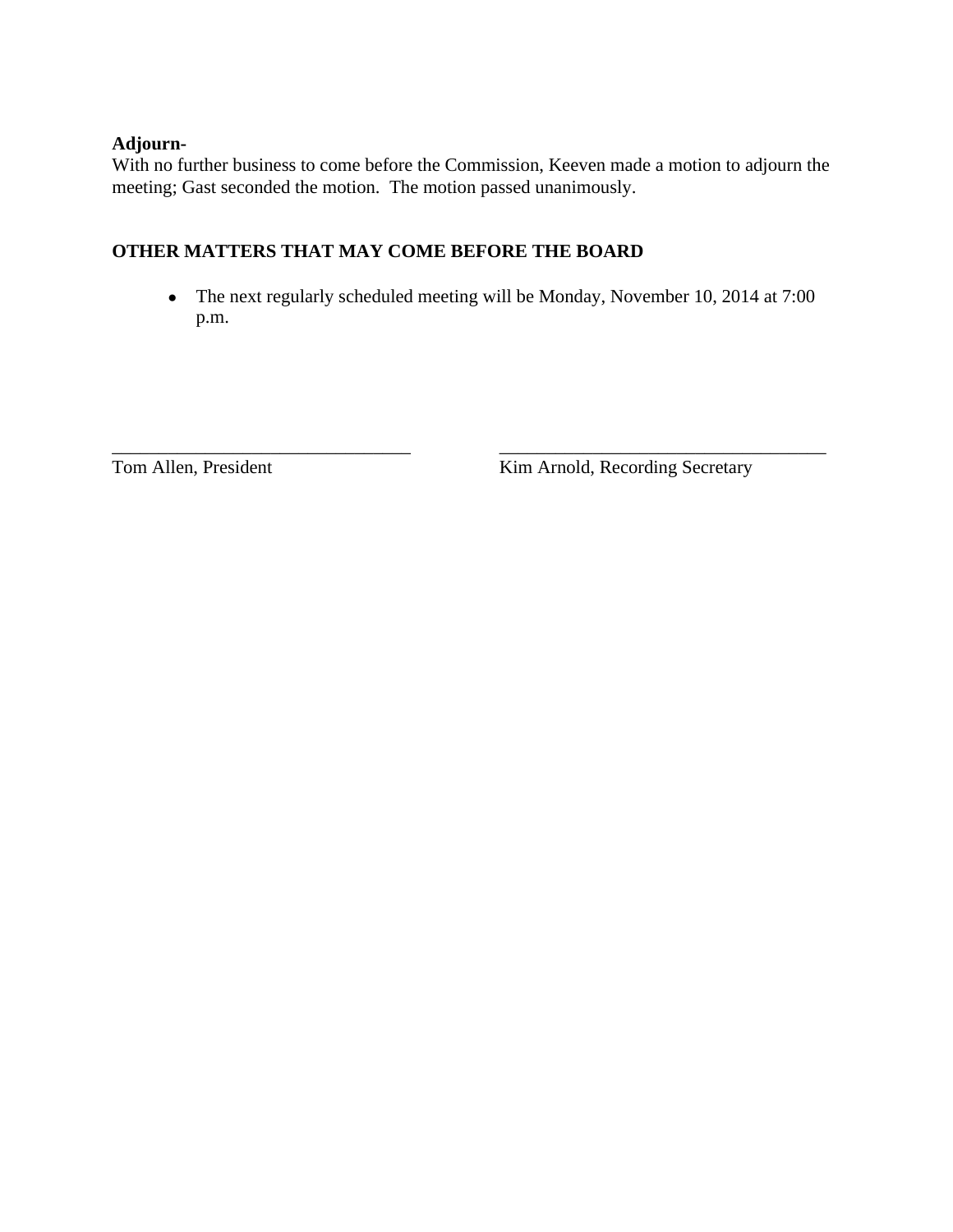**Adjourn-**
With no further business to come before the Commission, Keeven made a motion to adjourn the meeting; Gast seconded the motion. The motion passed unanimously.

**OTHER MATTERS THAT MAY COME BEFORE THE BOARD**

- The next regularly scheduled meeting will be Monday, November 10, 2014 at 7:00 p.m.

_________________________________ Tom Allen, President

_____________________________________ Kim Arnold, Recording Secretary